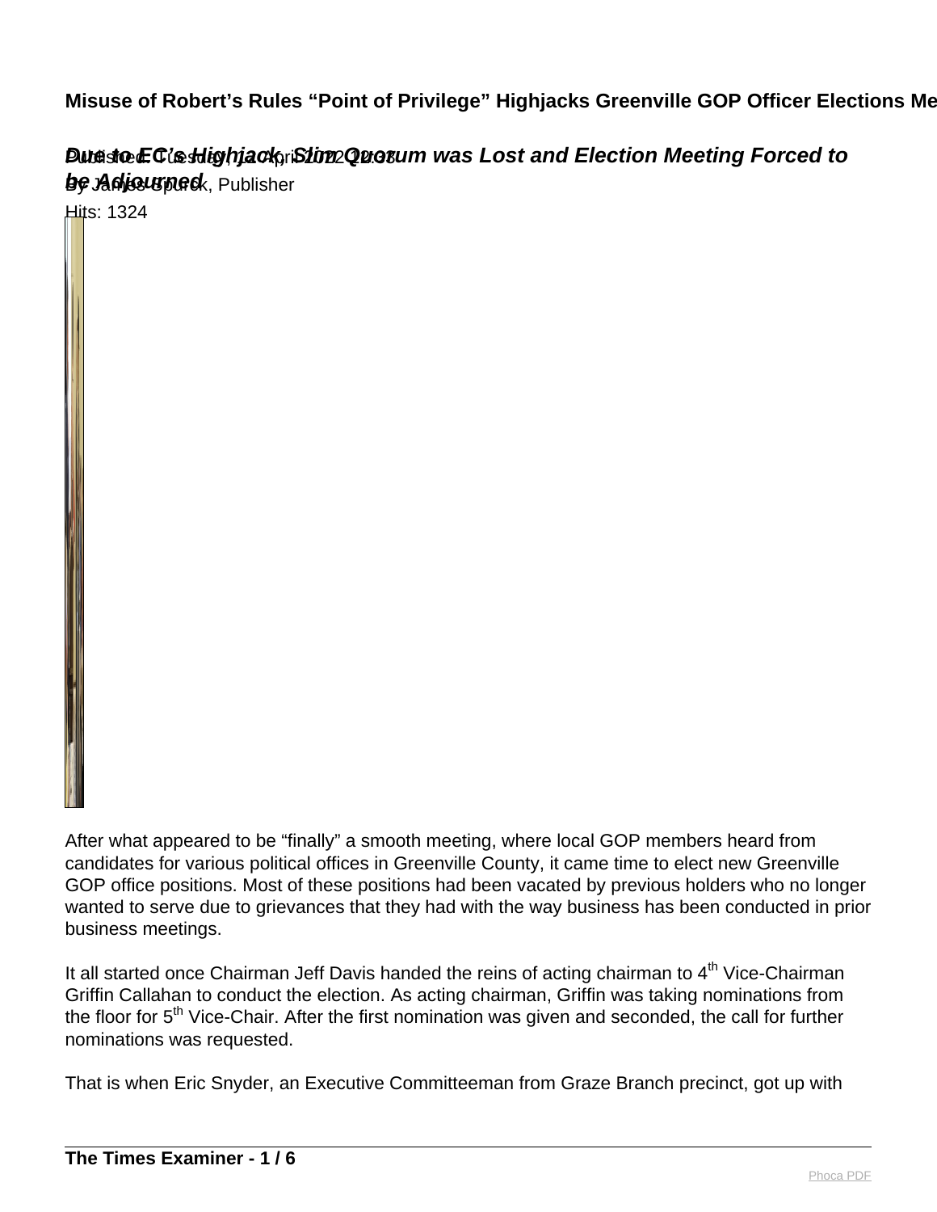# Misuse of Robert's Rules "Point of Privilege" Highjacks Greenville GOP Officer Elections Me

## *Due to EC's Highjack, Slim Quorum was Lost and Election Meeting Forced to be Adjourned*

Published: Tuesday, 12 April 2022 12:38
By James Spurck, Publisher
Hits: 1324

After what appeared to be "finally" a smooth meeting, where local GOP members heard from candidates for various political offices in Greenville County, it came time to elect new Greenville GOP office positions. Most of these positions had been vacated by previous holders who no longer wanted to serve due to grievances that they had with the way business has been conducted in prior business meetings.

It all started once Chairman Jeff Davis handed the reins of acting chairman to 4th Vice-Chairman Griffin Callahan to conduct the election. As acting chairman, Griffin was taking nominations from the floor for 5th Vice-Chair. After the first nomination was given and seconded, the call for further nominations was requested.

That is when Eric Snyder, an Executive Committeeman from Graze Branch precinct, got up with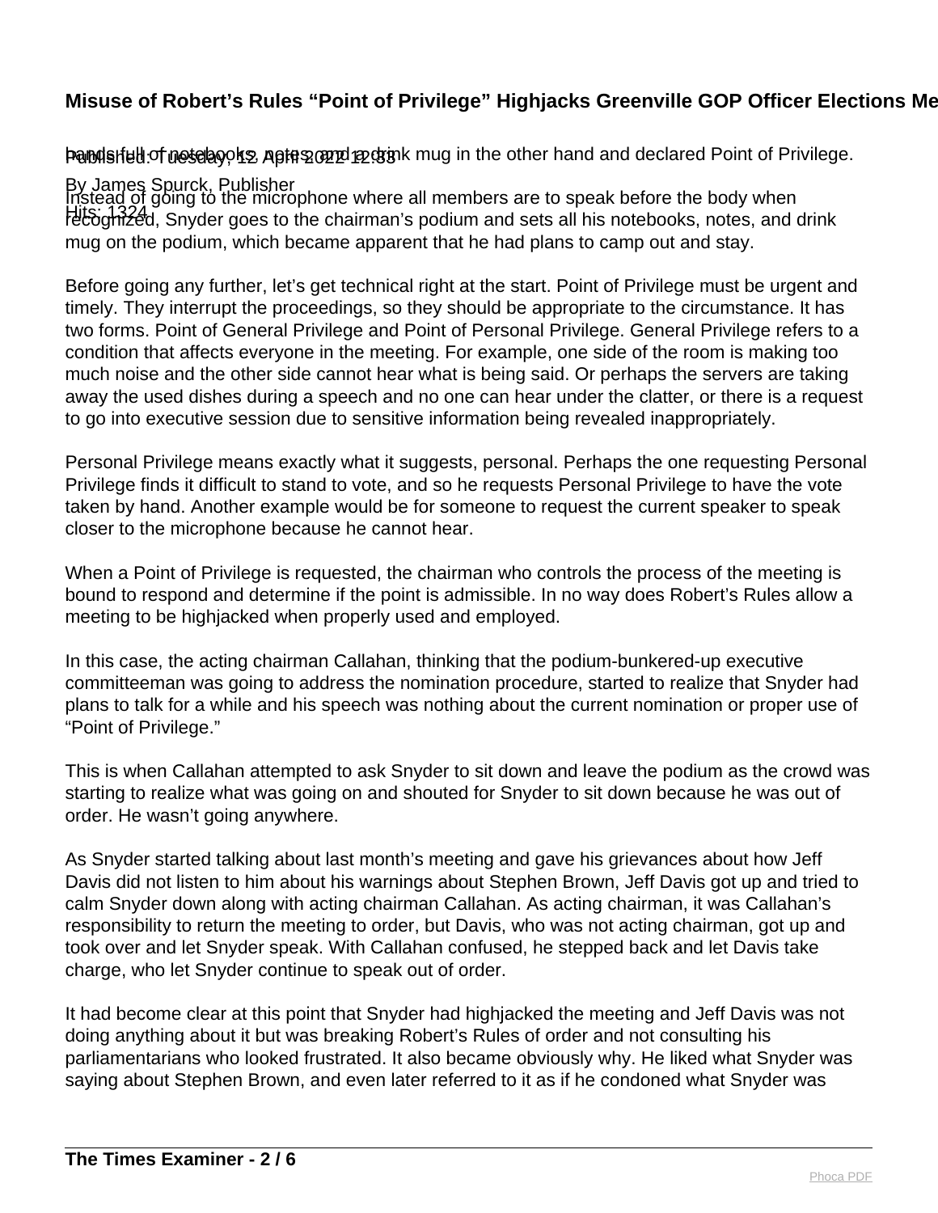hands full of notebooks, notes, and a drink mug in the other hand and declared Point of Privilege. Instead of going to the microphone where all members are to speak before the body when recognized, Snyder goes to the chairman's podium and sets all his notebooks, notes, and drink mug on the podium, which became apparent that he had plans to camp out and stay.

Before going any further, let's get technical right at the start. Point of Privilege must be urgent and timely. They interrupt the proceedings, so they should be appropriate to the circumstance. It has two forms. Point of General Privilege and Point of Personal Privilege. General Privilege refers to a condition that affects everyone in the meeting. For example, one side of the room is making too much noise and the other side cannot hear what is being said. Or perhaps the servers are taking away the used dishes during a speech and no one can hear under the clatter, or there is a request to go into executive session due to sensitive information being revealed inappropriately.

Personal Privilege means exactly what it suggests, personal. Perhaps the one requesting Personal Privilege finds it difficult to stand to vote, and so he requests Personal Privilege to have the vote taken by hand. Another example would be for someone to request the current speaker to speak closer to the microphone because he cannot hear.

When a Point of Privilege is requested, the chairman who controls the process of the meeting is bound to respond and determine if the point is admissible. In no way does Robert's Rules allow a meeting to be highjacked when properly used and employed.

In this case, the acting chairman Callahan, thinking that the podium-bunkered-up executive committeeman was going to address the nomination procedure, started to realize that Snyder had plans to talk for a while and his speech was nothing about the current nomination or proper use of "Point of Privilege."

This is when Callahan attempted to ask Snyder to sit down and leave the podium as the crowd was starting to realize what was going on and shouted for Snyder to sit down because he was out of order. He wasn't going anywhere.

As Snyder started talking about last month's meeting and gave his grievances about how Jeff Davis did not listen to him about his warnings about Stephen Brown, Jeff Davis got up and tried to calm Snyder down along with acting chairman Callahan. As acting chairman, it was Callahan's responsibility to return the meeting to order, but Davis, who was not acting chairman, got up and took over and let Snyder speak. With Callahan confused, he stepped back and let Davis take charge, who let Snyder continue to speak out of order.

It had become clear at this point that Snyder had highjacked the meeting and Jeff Davis was not doing anything about it but was breaking Robert's Rules of order and not consulting his parliamentarians who looked frustrated. It also became obviously why. He liked what Snyder was saying about Stephen Brown, and even later referred to it as if he condoned what Snyder was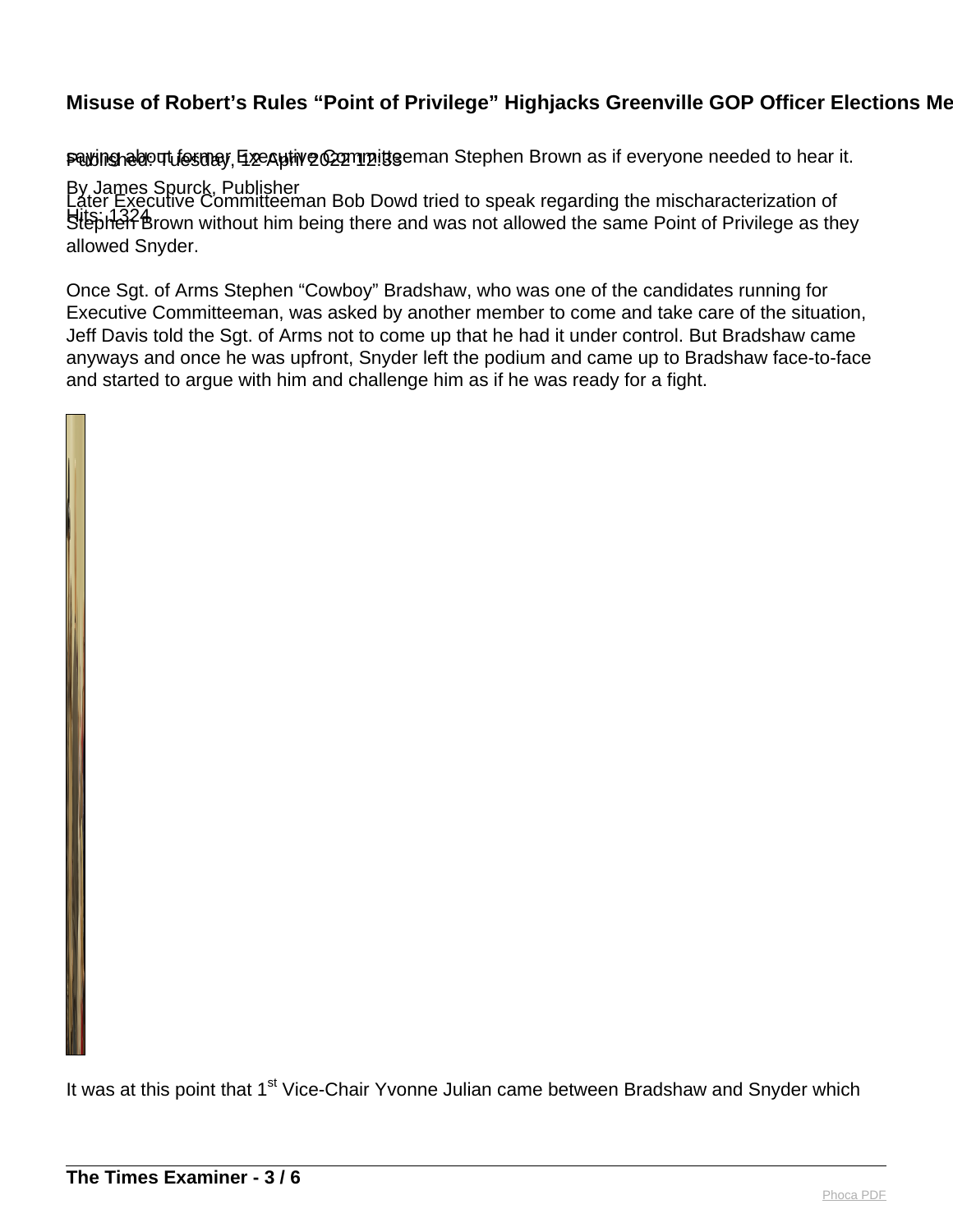saying about former Executive Committeeman Stephen Brown as if everyone needed to hear it.

Later Executive Committeeman Bob Dowd tried to speak regarding the mischaracterization of Stephen Brown without him being there and was not allowed the same Point of Privilege as they allowed Snyder.

Once Sgt. of Arms Stephen "Cowboy" Bradshaw, who was one of the candidates running for Executive Committeeman, was asked by another member to come and take care of the situation, Jeff Davis told the Sgt. of Arms not to come up that he had it under control. But Bradshaw came anyways and once he was upfront, Snyder left the podium and came up to Bradshaw face-to-face and started to argue with him and challenge him as if he was ready for a fight.

It was at this point that 1st Vice-Chair Yvonne Julian came between Bradshaw and Snyder which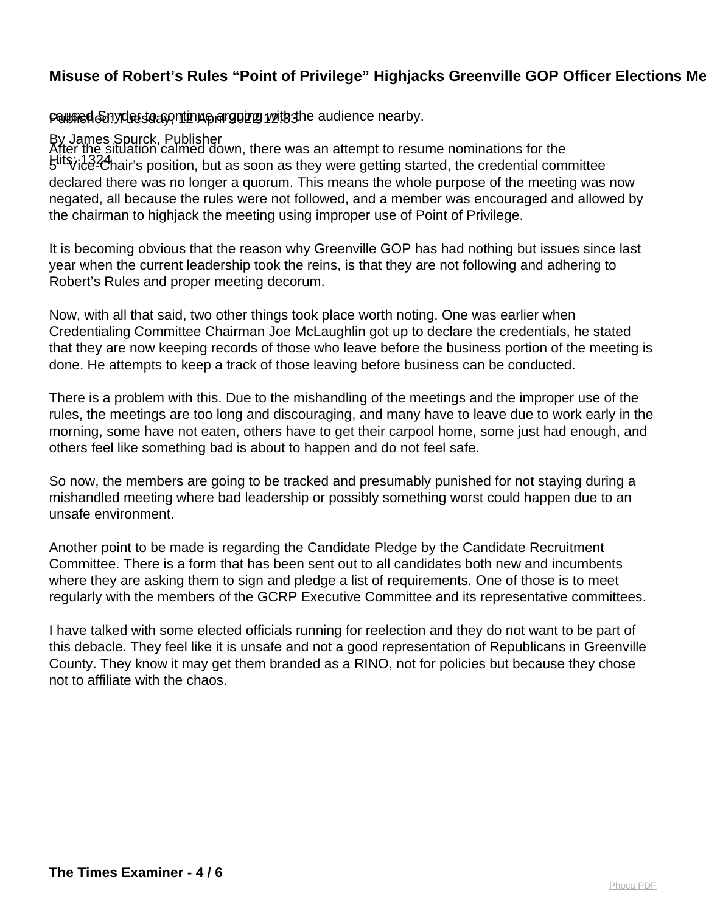caused Snyder to continue arguing with the audience nearby.

After the situation calmed down, there was an attempt to resume nominations for the 5th Vice-Chair's position, but as soon as they were getting started, the credential committee declared there was no longer a quorum. This means the whole purpose of the meeting was now negated, all because the rules were not followed, and a member was encouraged and allowed by the chairman to highjack the meeting using improper use of Point of Privilege.

It is becoming obvious that the reason why Greenville GOP has had nothing but issues since last year when the current leadership took the reins, is that they are not following and adhering to Robert's Rules and proper meeting decorum.

Now, with all that said, two other things took place worth noting. One was earlier when Credentialing Committee Chairman Joe McLaughlin got up to declare the credentials, he stated that they are now keeping records of those who leave before the business portion of the meeting is done. He attempts to keep a track of those leaving before business can be conducted.

There is a problem with this. Due to the mishandling of the meetings and the improper use of the rules, the meetings are too long and discouraging, and many have to leave due to work early in the morning, some have not eaten, others have to get their carpool home, some just had enough, and others feel like something bad is about to happen and do not feel safe.

So now, the members are going to be tracked and presumably punished for not staying during a mishandled meeting where bad leadership or possibly something worst could happen due to an unsafe environment.

Another point to be made is regarding the Candidate Pledge by the Candidate Recruitment Committee. There is a form that has been sent out to all candidates both new and incumbents where they are asking them to sign and pledge a list of requirements. One of those is to meet regularly with the members of the GCRP Executive Committee and its representative committees.

I have talked with some elected officials running for reelection and they do not want to be part of this debacle. They feel like it is unsafe and not a good representation of Republicans in Greenville County. They know it may get them branded as a RINO, not for policies but because they chose not to affiliate with the chaos.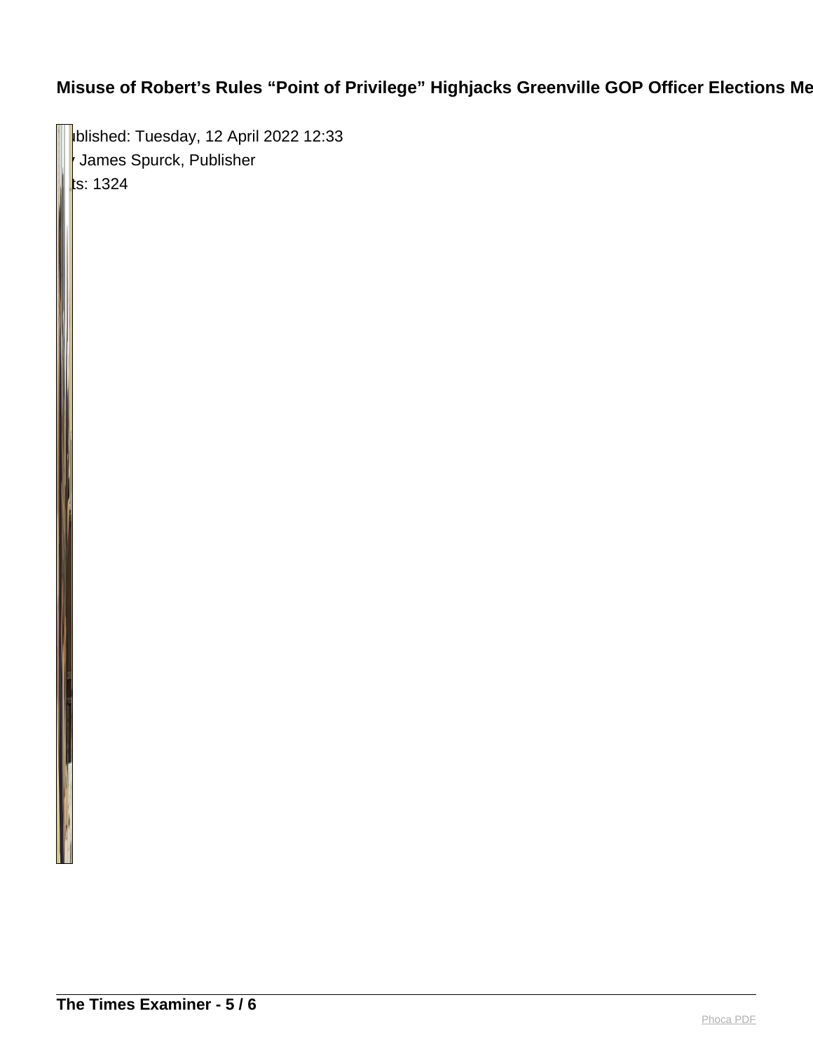ublished: Tuesday, 12 April 2022 12:33

James Spurck, Publisher

ts: 1324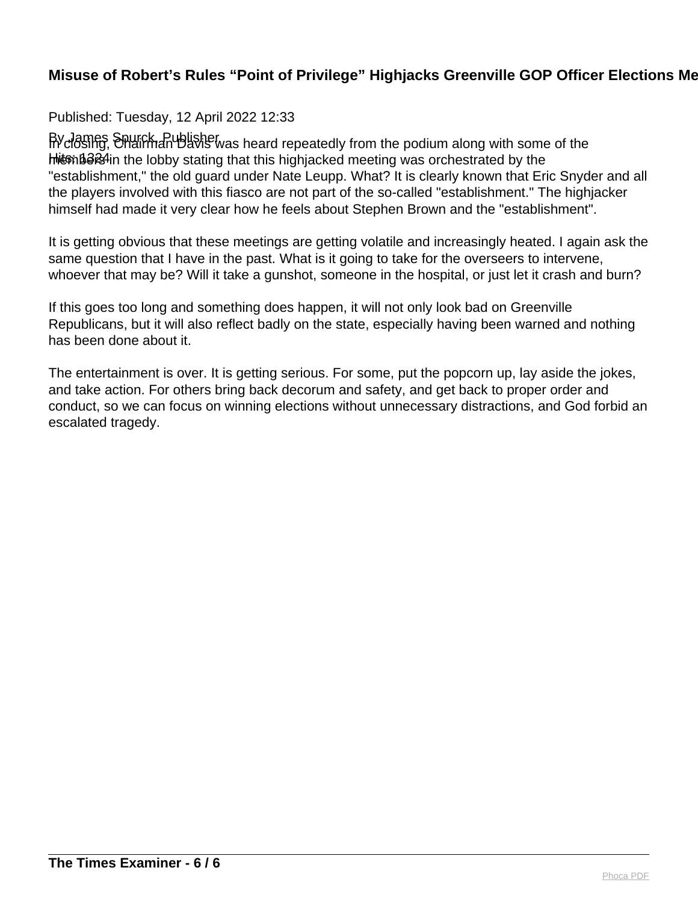In closing, Chairman Davis was heard repeatedly from the podium along with some of the members in the lobby stating that this highjacked meeting was orchestrated by the "establishment," the old guard under Nate Leupp. What? It is clearly known that Eric Snyder and all the players involved with this fiasco are not part of the so-called "establishment." The highjacker himself had made it very clear how he feels about Stephen Brown and the "establishment".

It is getting obvious that these meetings are getting volatile and increasingly heated. I again ask the same question that I have in the past. What is it going to take for the overseers to intervene, whoever that may be? Will it take a gunshot, someone in the hospital, or just let it crash and burn?

If this goes too long and something does happen, it will not only look bad on Greenville Republicans, but it will also reflect badly on the state, especially having been warned and nothing has been done about it.

The entertainment is over. It is getting serious. For some, put the popcorn up, lay aside the jokes, and take action. For others bring back decorum and safety, and get back to proper order and conduct, so we can focus on winning elections without unnecessary distractions, and God forbid an escalated tragedy.